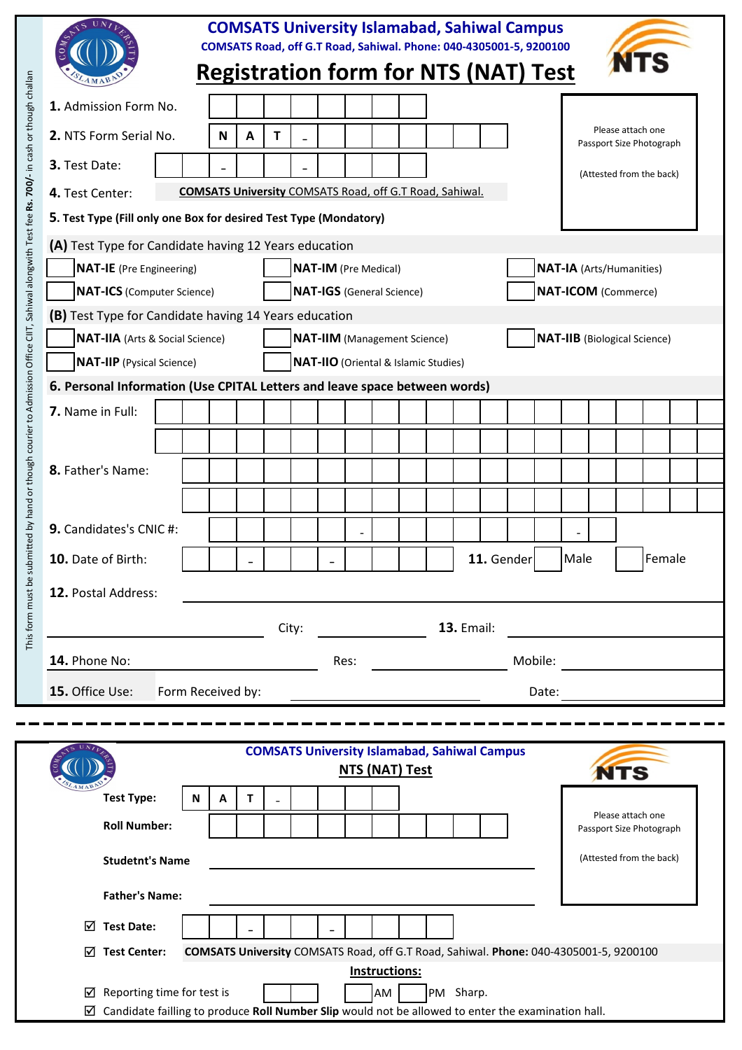# COMSATS University Islamabad, Sahiwal Campus

COMSATS Road, off G.T Road, Sahiwal. Phone: 040-4305001-5, 9200100

## Registration form for NTS (NAT) Test

*This form must be submitted by hand or though courier to Admission Office CIIT, Sahiwal alongwith Test fee Rs. 700/- in cash or though challan*

Please attach one Passport Size Photograph

(Attested from the back)

**1.** Admission Form No. ______________

**2.** NTS Form Serial No. N A T - ______________

**3.** Test Date: ____ - ____ - ____

**4.** Test Center: **COMSATS University** COMSATS Road, off G.T Road, Sahiwal.

**5. Test Type (Fill only one Box for desired Test Type (Mondatory)**

**(A)** Test Type for Candidate having 12 Years education

- ☐ **NAT-IE** (Pre Engineering)
- ☐ **NAT-IM** (Pre Medical)
- ☐ **NAT-IA** (Arts/Humanities)
- ☐ **NAT-ICS** (Computer Science)
- ☐ **NAT-IGS** (General Science)
- ☐ **NAT-ICOM** (Commerce)

**(B)** Test Type for Candidate having 14 Years education

- ☐ **NAT-IIA** (Arts & Social Science)
- ☐ **NAT-IIM** (Management Science)
- ☐ **NAT-IIB** (Biological Science)
- ☐ **NAT-IIP** (Pysical Science)
- ☐ **NAT-IIO** (Oriental & Islamic Studies)

**6. Personal Information (Use CPITAL Letters and leave space between words)**

**7.** Name in Full: ______________

**8.** Father's Name: ______________

**9.** Candidates's CNIC #: ______ - ______ - ______

**10.** Date of Birth: ____ - ____ - ____

**11.** Gender ☐ Male ☐ Female

**12.** Postal Address: ______________

City: ______________ **13.** Email: ______________

**14.** Phone No: Res: ______________ Mobile: ______________

**15.** Office Use: Form Received by: ______________ Date: ______________

---

# COMSATS University Islamabad, Sahiwal Campus

## NTS (NAT) Test

Please attach one Passport Size Photograph

(Attested from the back)

**Test Type:** N A T - ______________

**Roll Number:** ______________

**Studetnt's Name** ______________

**Father's Name:** ______________

☑ **Test Date:** ____ - ____ - ____

☑ **Test Center:** **COMSATS University** COMSATS Road, off G.T Road, Sahiwal. **Phone:** 040-4305001-5, 9200100

**Instructions:**

☑ Reporting time for test is ______ ☐ AM ☐ PM Sharp.

☑ Candidate failling to produce **Roll Number Slip** would not be allowed to enter the examination hall.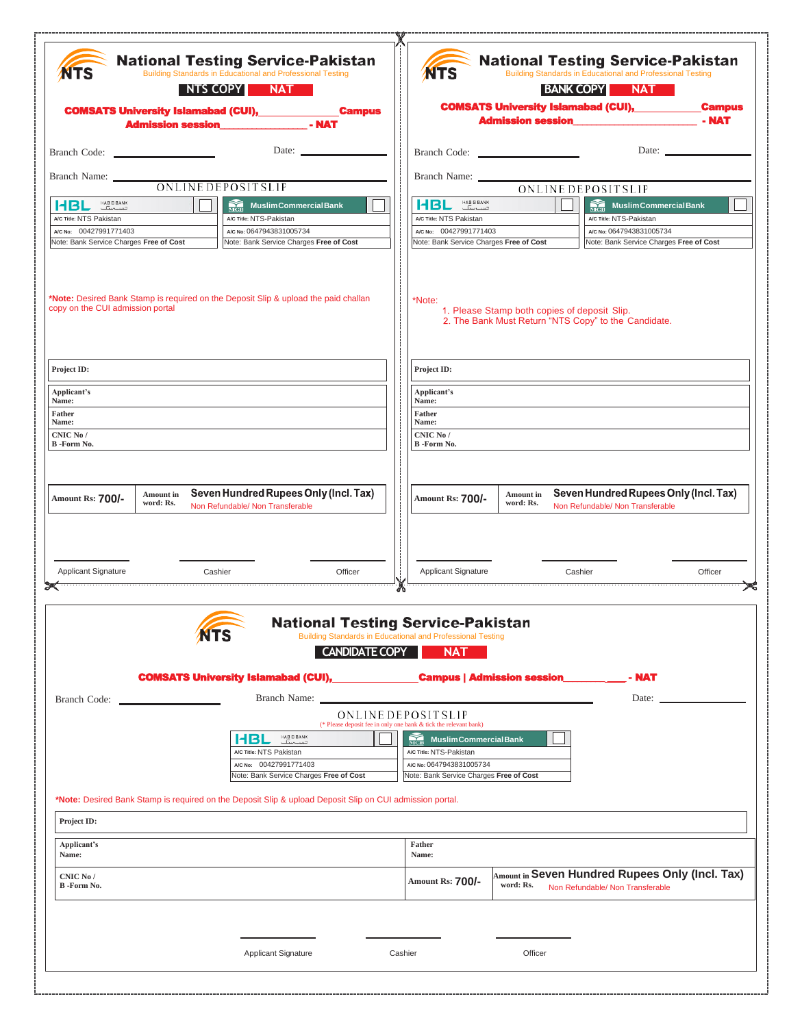## National Testing Service-Pakistan

Building Standards in Educational and Professional Testing

**NTS COPY** **NAT**

**COMSATS University Islamabad (CUI),\_\_\_\_\_\_\_\_\_\_\_\_\_\_\_Campus**
**Admission session\_\_\_\_\_\_\_\_\_\_\_\_\_\_\_\_ - NAT**

Branch Code: \_\_\_\_\_\_\_\_\_\_\_\_\_\_\_ Date: \_\_\_\_\_\_\_\_\_\_\_\_

Branch Name: \_\_\_\_\_\_\_\_\_\_\_\_\_\_\_\_\_\_\_\_\_\_\_\_\_\_\_\_\_\_

ONLINE DEPOSIT SLIP

| HBL HABIB BANK | MuslimCommercialBank |
|---|---|
| A/C Title: NTS Pakistan | A/C Title: NTS-Pakistan |
| A/C No: 00427991771403 | A/C No: 0647943831005734 |
| Note: Bank Service Charges **Free of Cost** | Note: Bank Service Charges **Free of Cost** |

***Note:** Desired Bank Stamp is required on the Deposit Slip & upload the paid challan copy on the CUI admission portal

| | |
|---|---|
| **Project ID:** | |
| **Applicant's Name:** | |
| **Father Name:** | |
| **CNIC No / B -Form No.** | |

| | |
|---|---|
| **Amount Rs: 700/-** | **Amount in word: Rs.** Seven Hundred Rupees Only (Incl. Tax) Non Refundable/ Non Transferable |

Applicant Signature Cashier Officer

---

## National Testing Service-Pakistan

Building Standards in Educational and Professional Testing

**BANK COPY** **NAT**

**COMSATS University Islamabad (CUI),\_\_\_\_\_\_\_\_\_\_\_\_\_Campus**
**Admission session\_\_\_\_\_\_\_\_\_\_\_\_\_\_\_\_\_\_\_\_\_\_ - NAT**

Branch Code: \_\_\_\_\_\_\_\_\_\_\_\_\_\_\_ Date: \_\_\_\_\_\_\_\_\_\_\_\_

Branch Name: \_\_\_\_\_\_\_\_\_\_\_\_\_\_\_\_\_\_\_\_\_\_\_\_\_\_\_\_\_\_

ONLINE DEPOSIT SLIP

| HBL HABIB BANK | MuslimCommercialBank |
|---|---|
| A/C Title: NTS Pakistan | A/C Title: NTS-Pakistan |
| A/C No: 00427991771403 | A/C No: 0647943831005734 |
| Note: Bank Service Charges **Free of Cost** | Note: Bank Service Charges **Free of Cost** |

*Note:

1. Please Stamp both copies of deposit Slip.
2. The Bank Must Return "NTS Copy" to the Candidate.

| | |
|---|---|
| **Project ID:** | |
| **Applicant's Name:** | |
| **Father Name:** | |
| **CNIC No / B -Form No.** | |

| | |
|---|---|
| **Amount Rs: 700/-** | **Amount in word: Rs.** Seven Hundred Rupees Only (Incl. Tax) Non Refundable/ Non Transferable |

Applicant Signature Cashier Officer

---

## National Testing Service-Pakistan

Building Standards in Educational and Professional Testing

**CANDIDATE COPY** **NAT**

**COMSATS University Islamabad (CUI),\_\_\_\_\_\_\_\_\_\_\_\_\_\_\_Campus | Admission session\_\_\_\_\_\_\_\_\_\_\_\_ - NAT**

Branch Code: \_\_\_\_\_\_\_\_\_\_\_\_\_\_\_ Branch Name: \_\_\_\_\_\_\_\_\_\_\_\_\_\_\_\_\_\_\_\_\_\_\_\_\_\_\_\_\_\_ Date: \_\_\_\_\_\_\_\_\_\_\_\_

ONLINE DEPOSIT SLIP

(* Please deposit fee in only one bank & tick the relevant bank)

| HBL HABIB BANK | MuslimCommercialBank |
|---|---|
| A/C Title: NTS Pakistan | A/C Title: NTS-Pakistan |
| A/C No: 00427991771403 | A/C No: 0647943831005734 |
| Note: Bank Service Charges **Free of Cost** | Note: Bank Service Charges **Free of Cost** |

***Note:** Desired Bank Stamp is required on the Deposit Slip & upload Deposit Slip on CUI admission portal.

| | | | |
|---|---|---|---|
| **Project ID:** | | | |
| **Applicant's Name:** | | **Father Name:** | |
| **CNIC No / B -Form No.** | | **Amount Rs: 700/-** | **Amount in word: Rs.** Seven Hundred Rupees Only (Incl. Tax) Non Refundable/ Non Transferable |

Applicant Signature Cashier Officer